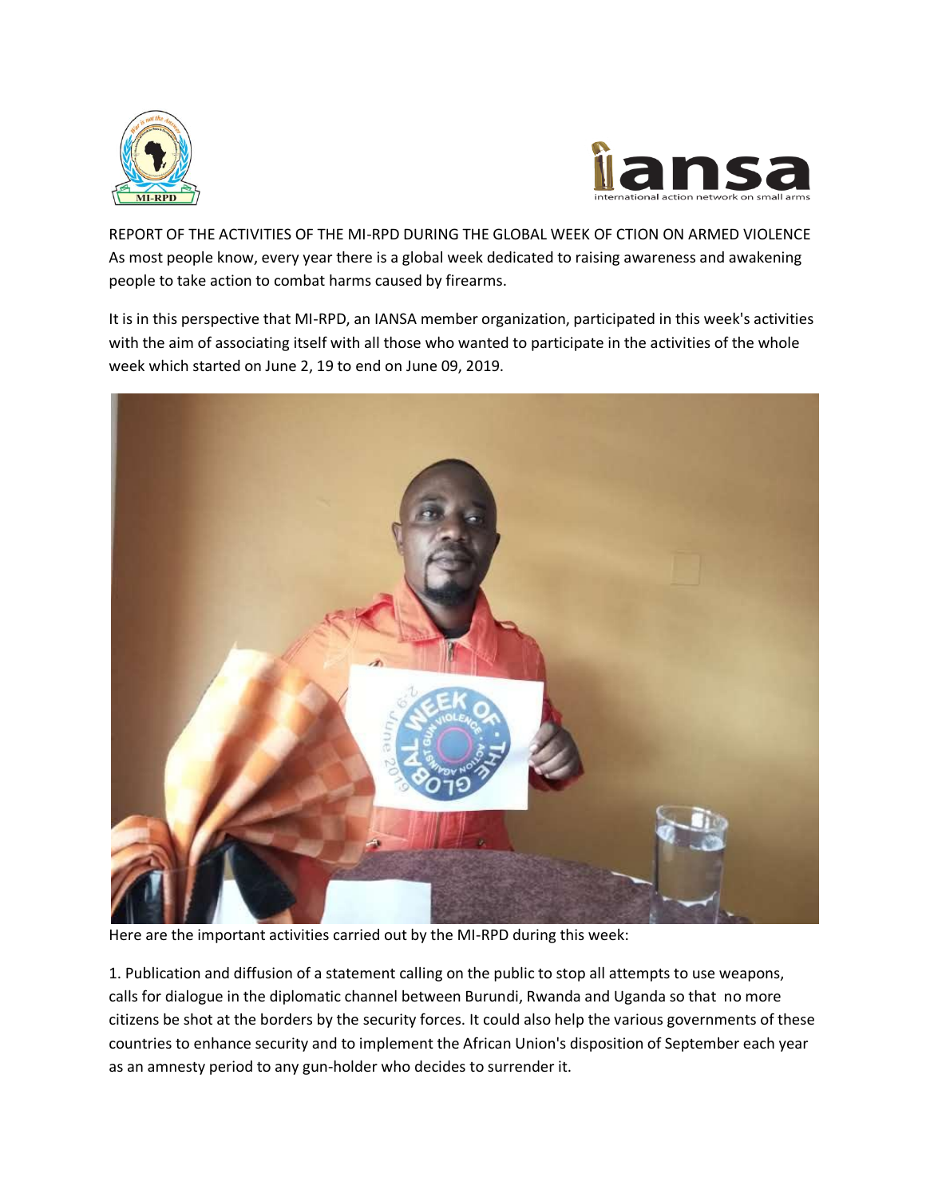REPORT OF THE ACTIVITIES OF THE MI-RPD DURING THE GLOBAL WEEK OF CTION ON ARMED VIOLENCE

As most people know, every year there is a global week dedicated to raising awareness and awakening people to take action to combat harms caused by firearms.

It is in this perspective that MI-RPD, an IANSA member organization, participated in this week's activities with the aim of associating itself with all those who wanted to participate in the activities of the whole week which started on June 2, 19 to end on June 09, 2019.

Here are the important activities carried out by the MI-RPD during this week:

1. Publication and diffusion of a statement calling on the public to stop all attempts to use weapons, calls for dialogue in the diplomatic channel between Burundi, Rwanda and Uganda so that no more citizens be shot at the borders by the security forces. It could also help the various governments of these countries to enhance security and to implement the African Union's disposition of September each year as an amnesty period to any gun-holder who decides to surrender it.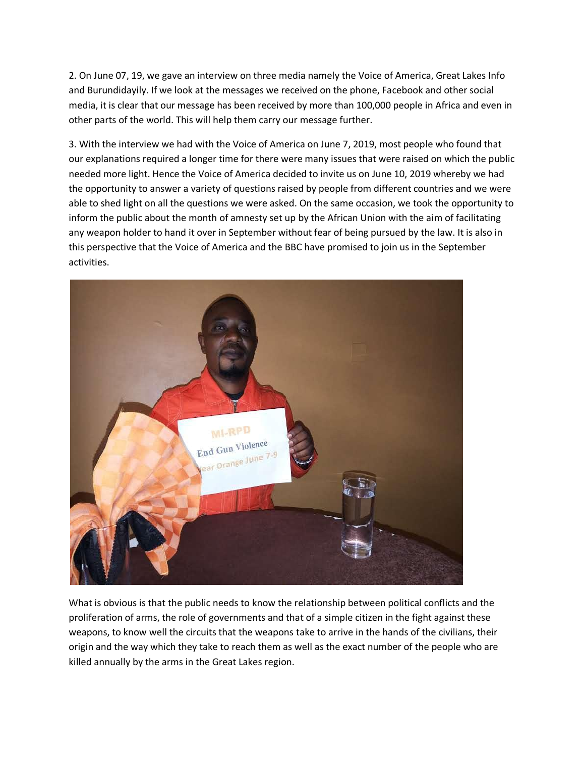2. On June 07, 19, we gave an interview on three media namely the Voice of America, Great Lakes Info and Burundidayily. If we look at the messages we received on the phone, Facebook and other social media, it is clear that our message has been received by more than 100,000 people in Africa and even in other parts of the world. This will help them carry our message further.

3. With the interview we had with the Voice of America on June 7, 2019, most people who found that our explanations required a longer time for there were many issues that were raised on which the public needed more light. Hence the Voice of America decided to invite us on June 10, 2019 whereby we had the opportunity to answer a variety of questions raised by people from different countries and we were able to shed light on all the questions we were asked. On the same occasion, we took the opportunity to inform the public about the month of amnesty set up by the African Union with the aim of facilitating any weapon holder to hand it over in September without fear of being pursued by the law. It is also in this perspective that the Voice of America and the BBC have promised to join us in the September activities.

What is obvious is that the public needs to know the relationship between political conflicts and the proliferation of arms, the role of governments and that of a simple citizen in the fight against these weapons, to know well the circuits that the weapons take to arrive in the hands of the civilians, their origin and the way which they take to reach them as well as the exact number of the people who are killed annually by the arms in the Great Lakes region.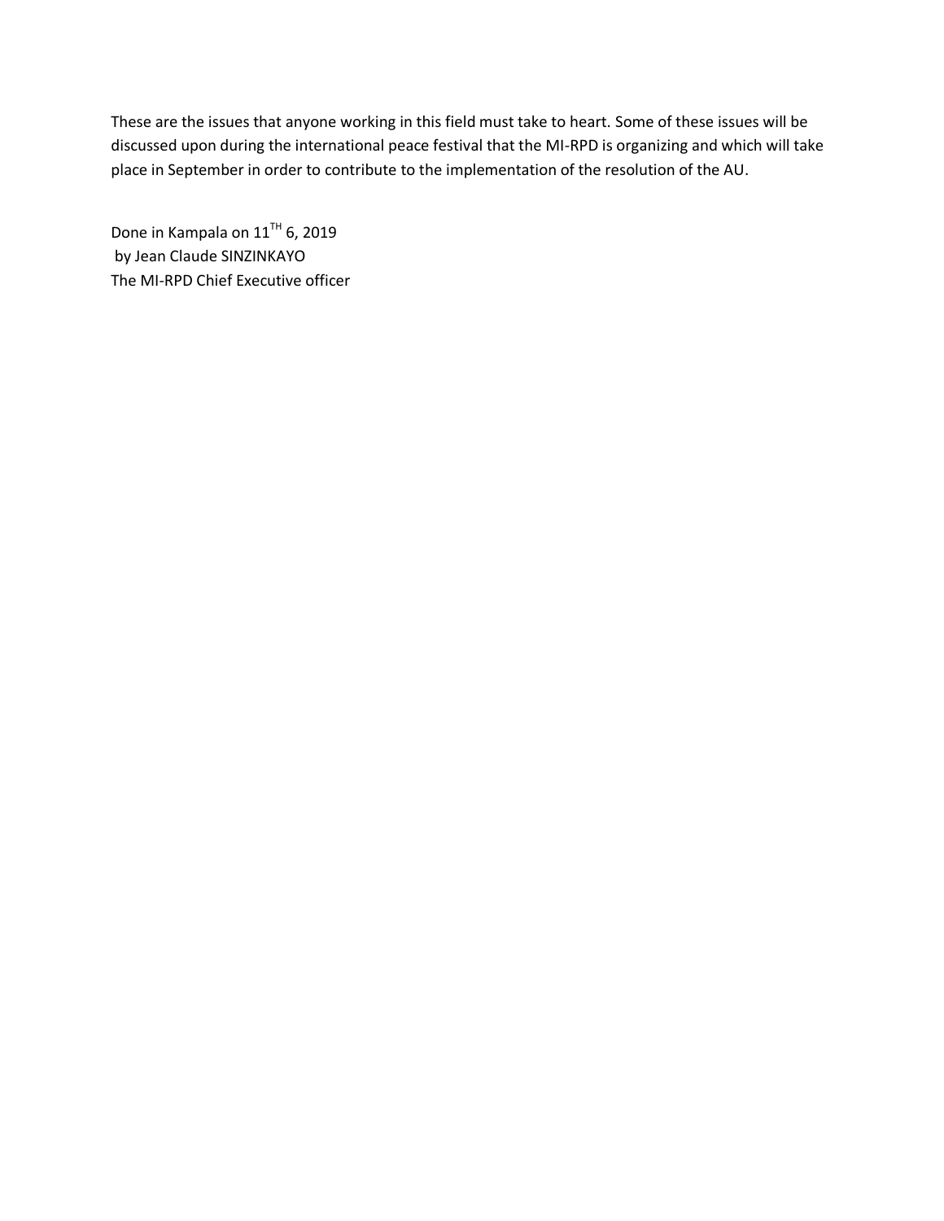These are the issues that anyone working in this field must take to heart. Some of these issues will be discussed upon during the international peace festival that the MI-RPD is organizing and which will take place in September in order to contribute to the implementation of the resolution of the AU.

Done in Kampala on 11TH 6, 2019
by Jean Claude SINZINKAYO
The MI-RPD Chief Executive officer